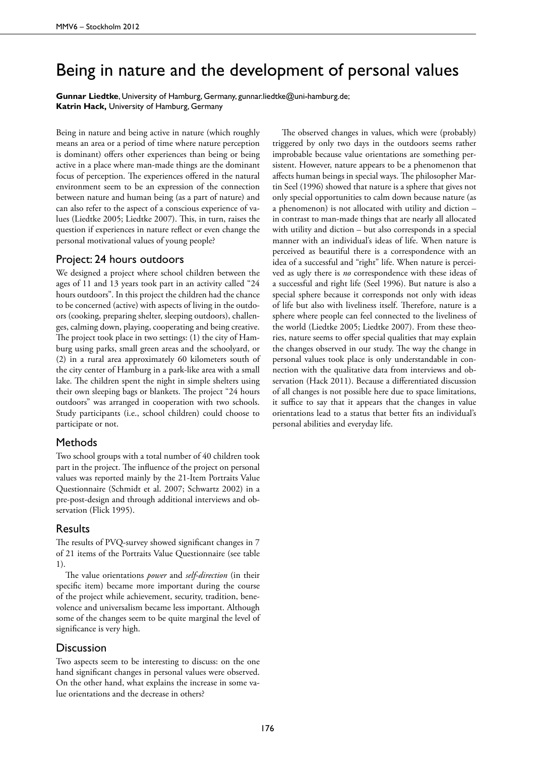# Being in nature and the development of personal values

**Gunnar Liedtke**, University of Hamburg, Germany, gunnar.liedtke@uni-hamburg.de;
**Katrin Hack,** University of Hamburg, Germany

Being in nature and being active in nature (which roughly means an area or a period of time where nature perception is dominant) offers other experiences than being or being active in a place where man-made things are the dominant focus of perception. The experiences offered in the natural environment seem to be an expression of the connection between nature and human being (as a part of nature) and can also refer to the aspect of a conscious experience of values (Liedtke 2005; Liedtke 2007). This, in turn, raises the question if experiences in nature reflect or even change the personal motivational values of young people?

## Project: 24 hours outdoors

We designed a project where school children between the ages of 11 and 13 years took part in an activity called "24 hours outdoors". In this project the children had the chance to be concerned (active) with aspects of living in the outdoors (cooking, preparing shelter, sleeping outdoors), challenges, calming down, playing, cooperating and being creative. The project took place in two settings: (1) the city of Hamburg using parks, small green areas and the schoolyard, or (2) in a rural area approximately 60 kilometers south of the city center of Hamburg in a park-like area with a small lake. The children spent the night in simple shelters using their own sleeping bags or blankets. The project "24 hours outdoors" was arranged in cooperation with two schools. Study participants (i.e., school children) could choose to participate or not.

## Methods

Two school groups with a total number of 40 children took part in the project. The influence of the project on personal values was reported mainly by the 21-Item Portraits Value Questionnaire (Schmidt et al. 2007; Schwartz 2002) in a pre-post-design and through additional interviews and observation (Flick 1995).

## Results

The results of PVQ-survey showed significant changes in 7 of 21 items of the Portraits Value Questionnaire (see table 1).

The value orientations *power* and *self-direction* (in their specific item) became more important during the course of the project while achievement, security, tradition, benevolence and universalism became less important. Although some of the changes seem to be quite marginal the level of significance is very high.

## Discussion

Two aspects seem to be interesting to discuss: on the one hand significant changes in personal values were observed. On the other hand, what explains the increase in some value orientations and the decrease in others?

The observed changes in values, which were (probably) triggered by only two days in the outdoors seems rather improbable because value orientations are something persistent. However, nature appears to be a phenomenon that affects human beings in special ways. The philosopher Martin Seel (1996) showed that nature is a sphere that gives not only special opportunities to calm down because nature (as a phenomenon) is not allocated with utility and diction – in contrast to man-made things that are nearly all allocated with utility and diction – but also corresponds in a special manner with an individual's ideas of life. When nature is perceived as beautiful there is a correspondence with an idea of a successful and "right" life. When nature is perceived as ugly there is *no* correspondence with these ideas of a successful and right life (Seel 1996). But nature is also a special sphere because it corresponds not only with ideas of life but also with liveliness itself. Therefore, nature is a sphere where people can feel connected to the liveliness of the world (Liedtke 2005; Liedtke 2007). From these theories, nature seems to offer special qualities that may explain the changes observed in our study. The way the change in personal values took place is only understandable in connection with the qualitative data from interviews and observation (Hack 2011). Because a differentiated discussion of all changes is not possible here due to space limitations, it suffice to say that it appears that the changes in value orientations lead to a status that better fits an individual's personal abilities and everyday life.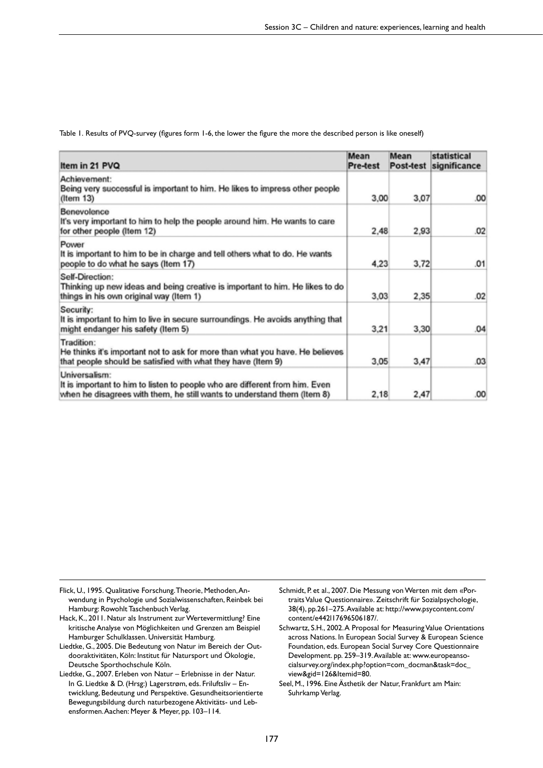Table 1. Results of PVQ-survey (figures form 1-6, the lower the figure the more the described person is like oneself)

| Item in 21 PVQ | Mean Pre-test | Mean Post-test | statistical significance |
|---|---|---|---|
| Achievement:<br>Being very successful is important to him. He likes to impress other people (Item 13) | 3,00 | 3,07 | .00 |
| Benevolence<br>It's very important to him to help the people around him. He wants to care for other people (Item 12) | 2,48 | 2,93 | .02 |
| Power<br>It is important to him to be in charge and tell others what to do. He wants people to do what he says (Item 17) | 4,23 | 3,72 | .01 |
| Self-Direction:<br>Thinking up new ideas and being creative is important to him. He likes to do things in his own original way (Item 1) | 3,03 | 2,35 | .02 |
| Security:<br>It is important to him to live in secure surroundings. He avoids anything that might endanger his safety (Item 5) | 3,21 | 3,30 | .04 |
| Tradition:<br>He thinks it's important not to ask for more than what you have. He believes that people should be satisfied with what they have (Item 9) | 3,05 | 3,47 | .03 |
| Universalism:<br>It is important to him to listen to people who are different from him. Even when he disagrees with them, he still wants to understand them (Item 8) | 2,18 | 2,47 | .00 |

Flick, U., 1995. Qualitative Forschung. Theorie, Methoden, Anwendung in Psychologie und Sozialwissenschaften, Reinbek bei Hamburg: Rowohlt Taschenbuch Verlag.

Hack, K., 2011. Natur als Instrument zur Wertevermittlung? Eine kritische Analyse von Möglichkeiten und Grenzen am Beispiel Hamburger Schulklassen. Universität Hamburg.

Liedtke, G., 2005. Die Bedeutung von Natur im Bereich der Outdooraktivitäten, Köln: Institut für Natursport und Ökologie, Deutsche Sporthochschule Köln.

Liedtke, G., 2007. Erleben von Natur – Erlebnisse in der Natur. In G. Liedtke & D. (Hrsg:) Lagerstrøm, eds. Friluftsliv – Entwicklung, Bedeutung und Perspektive. Gesundheitsorientierte Bewegungsbildung durch naturbezogene Aktivitäts- und Lebensformen. Aachen: Meyer & Meyer, pp. 103–114.

Schmidt, P. et al., 2007. Die Messung von Werten mit dem «Portraits Value Questionnaire». Zeitschrift für Sozialpsychologie, 38(4), pp.261–275. Available at: http://www.psycontent.com/content/e442l17696506187/.

Schwartz, S.H., 2002. A Proposal for Measuring Value Orientations across Nations. In European Social Survey & European Science Foundation, eds. European Social Survey Core Questionnaire Development. pp. 259–319. Available at: www.europeansocialsurvey.org/index.php?option=com_docman&task=doc_view&gid=126&Itemid=80.

Seel, M., 1996. Eine Ästhetik der Natur, Frankfurt am Main: Suhrkamp Verlag.